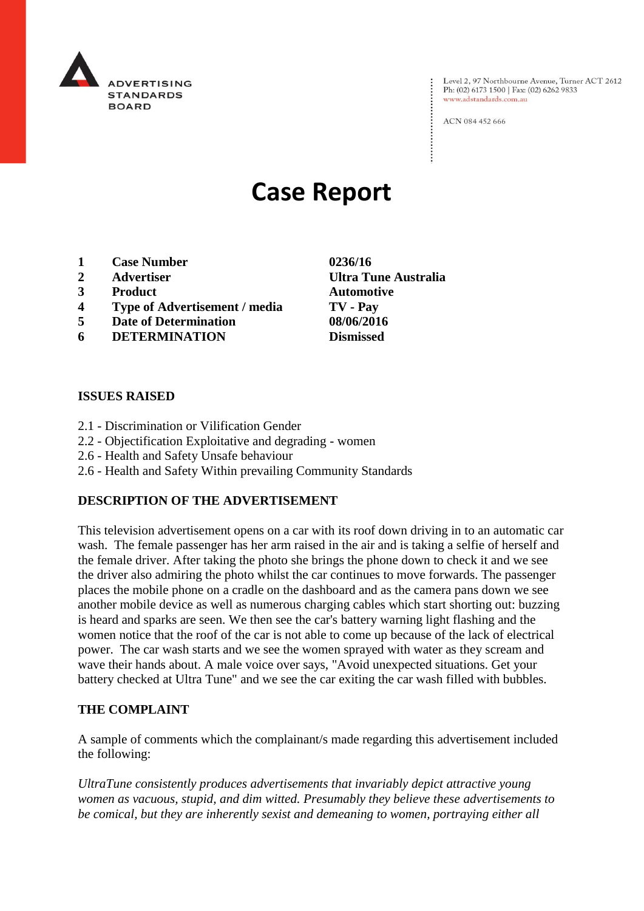ADVERTISING STANDARDS BOARD

Level 2, 97 Northbourne Avenue, Turner ACT 2612
Ph: (02) 6173 1500 | Fax: (02) 6262 9833
www.adstandards.com.au

ACN 084 452 666

# Case Report

| | | |
|---|---|---|
| **1** | **Case Number** | **0236/16** |
| **2** | **Advertiser** | **Ultra Tune Australia** |
| **3** | **Product** | **Automotive** |
| **4** | **Type of Advertisement / media** | **TV - Pay** |
| **5** | **Date of Determination** | **08/06/2016** |
| **6** | **DETERMINATION** | **Dismissed** |

## ISSUES RAISED

2.1 - Discrimination or Vilification Gender
2.2 - Objectification Exploitative and degrading - women
2.6 - Health and Safety Unsafe behaviour
2.6 - Health and Safety Within prevailing Community Standards

## DESCRIPTION OF THE ADVERTISEMENT

This television advertisement opens on a car with its roof down driving in to an automatic car wash. The female passenger has her arm raised in the air and is taking a selfie of herself and the female driver. After taking the photo she brings the phone down to check it and we see the driver also admiring the photo whilst the car continues to move forwards. The passenger places the mobile phone on a cradle on the dashboard and as the camera pans down we see another mobile device as well as numerous charging cables which start shorting out: buzzing is heard and sparks are seen. We then see the car's battery warning light flashing and the women notice that the roof of the car is not able to come up because of the lack of electrical power. The car wash starts and we see the women sprayed with water as they scream and wave their hands about. A male voice over says, "Avoid unexpected situations. Get your battery checked at Ultra Tune" and we see the car exiting the car wash filled with bubbles.

## THE COMPLAINT

A sample of comments which the complainant/s made regarding this advertisement included the following:

*UltraTune consistently produces advertisements that invariably depict attractive young women as vacuous, stupid, and dim witted. Presumably they believe these advertisements to be comical, but they are inherently sexist and demeaning to women, portraying either all*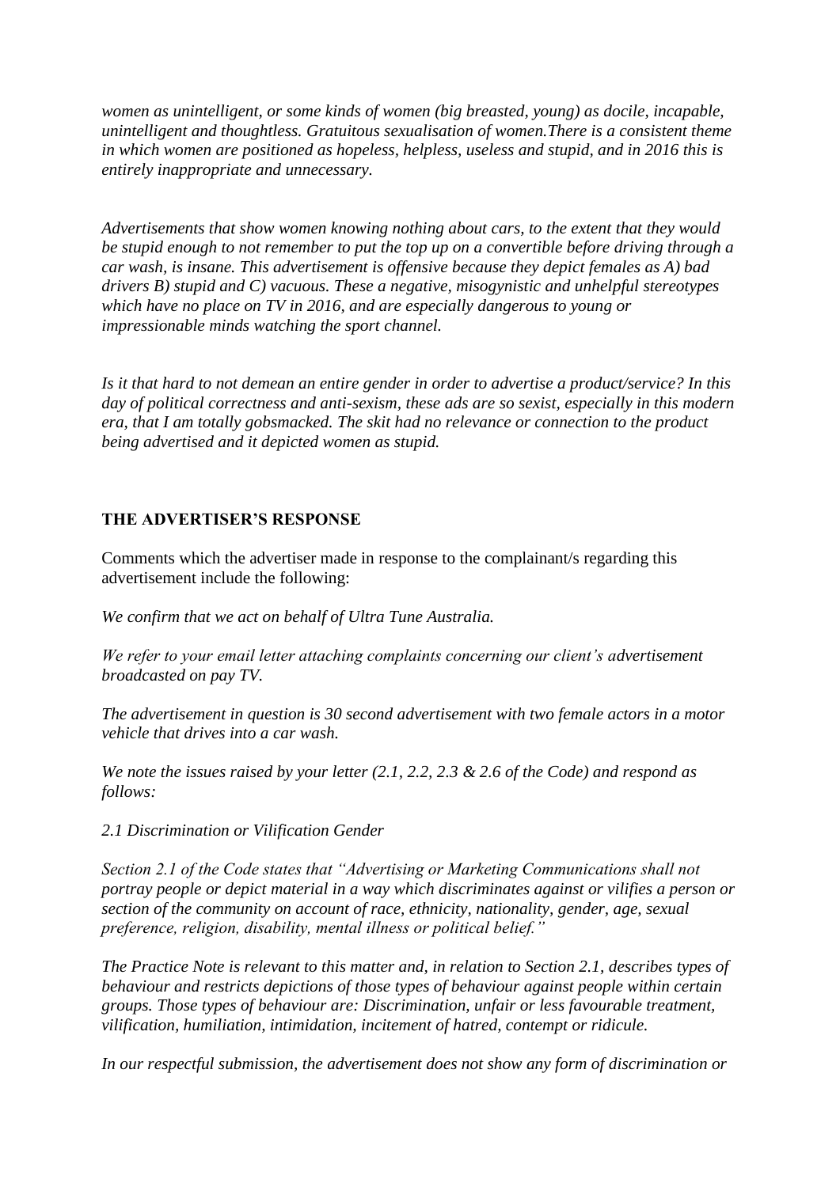*women as unintelligent, or some kinds of women (big breasted, young) as docile, incapable, unintelligent and thoughtless. Gratuitous sexualisation of women.There is a consistent theme in which women are positioned as hopeless, helpless, useless and stupid, and in 2016 this is entirely inappropriate and unnecessary.*

*Advertisements that show women knowing nothing about cars, to the extent that they would be stupid enough to not remember to put the top up on a convertible before driving through a car wash, is insane. This advertisement is offensive because they depict females as A) bad drivers B) stupid and C) vacuous. These a negative, misogynistic and unhelpful stereotypes which have no place on TV in 2016, and are especially dangerous to young or impressionable minds watching the sport channel.*

*Is it that hard to not demean an entire gender in order to advertise a product/service? In this day of political correctness and anti-sexism, these ads are so sexist, especially in this modern era, that I am totally gobsmacked. The skit had no relevance or connection to the product being advertised and it depicted women as stupid.*

## THE ADVERTISER'S RESPONSE

Comments which the advertiser made in response to the complainant/s regarding this advertisement include the following:

*We confirm that we act on behalf of Ultra Tune Australia.*

*We refer to your email letter attaching complaints concerning our client's advertisement broadcasted on pay TV.*

*The advertisement in question is 30 second advertisement with two female actors in a motor vehicle that drives into a car wash.*

*We note the issues raised by your letter (2.1, 2.2, 2.3 & 2.6 of the Code) and respond as follows:*

*2.1 Discrimination or Vilification Gender*

*Section 2.1 of the Code states that "Advertising or Marketing Communications shall not portray people or depict material in a way which discriminates against or vilifies a person or section of the community on account of race, ethnicity, nationality, gender, age, sexual preference, religion, disability, mental illness or political belief."*

*The Practice Note is relevant to this matter and, in relation to Section 2.1, describes types of behaviour and restricts depictions of those types of behaviour against people within certain groups. Those types of behaviour are: Discrimination, unfair or less favourable treatment, vilification, humiliation, intimidation, incitement of hatred, contempt or ridicule.*

*In our respectful submission, the advertisement does not show any form of discrimination or*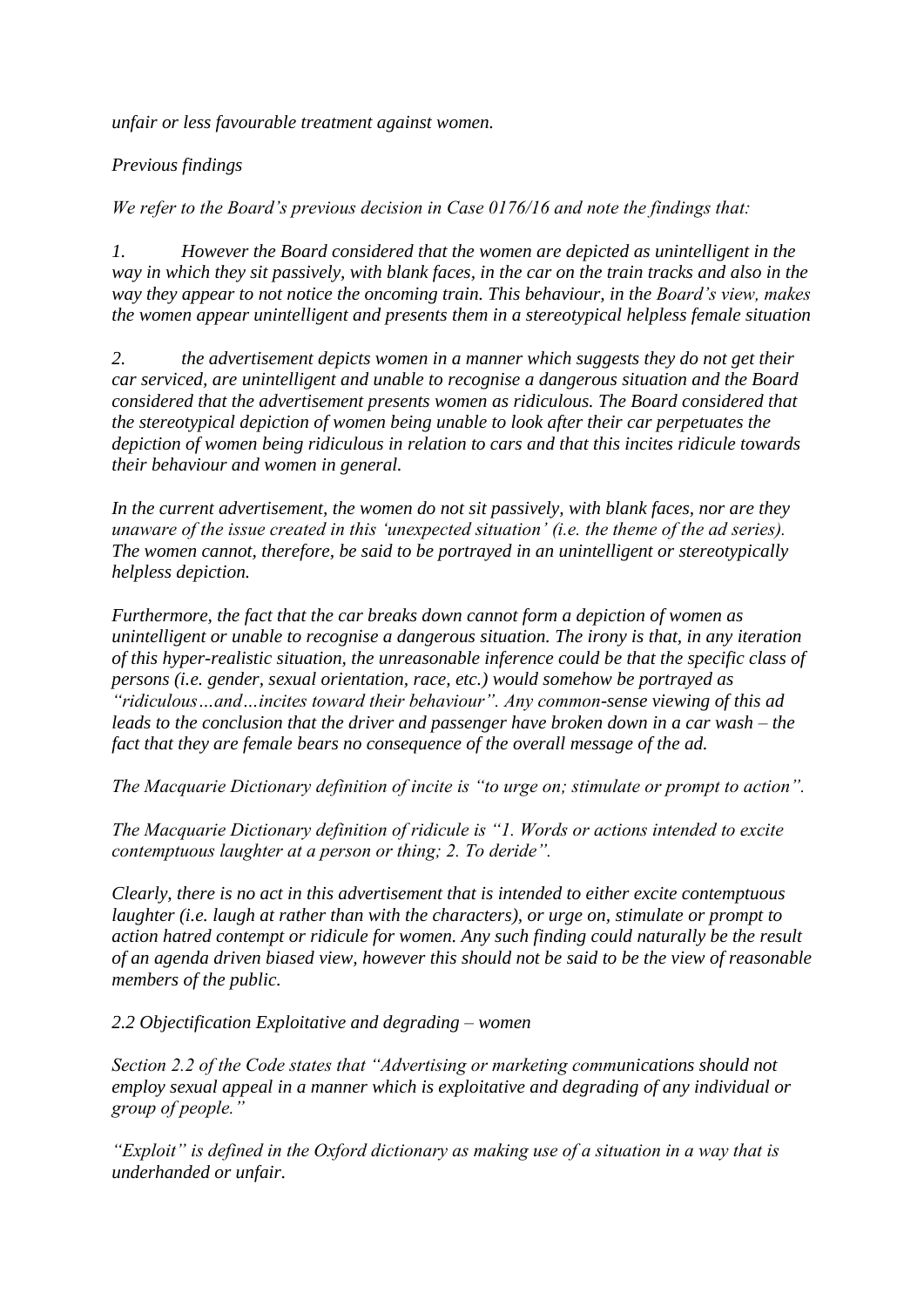*unfair or less favourable treatment against women.*

*Previous findings*

*We refer to the Board's previous decision in Case 0176/16 and note the findings that:*

*1. However the Board considered that the women are depicted as unintelligent in the way in which they sit passively, with blank faces, in the car on the train tracks and also in the way they appear to not notice the oncoming train. This behaviour, in the Board's view, makes the women appear unintelligent and presents them in a stereotypical helpless female situation*

*2. the advertisement depicts women in a manner which suggests they do not get their car serviced, are unintelligent and unable to recognise a dangerous situation and the Board considered that the advertisement presents women as ridiculous. The Board considered that the stereotypical depiction of women being unable to look after their car perpetuates the depiction of women being ridiculous in relation to cars and that this incites ridicule towards their behaviour and women in general.*

*In the current advertisement, the women do not sit passively, with blank faces, nor are they unaware of the issue created in this 'unexpected situation' (i.e. the theme of the ad series). The women cannot, therefore, be said to be portrayed in an unintelligent or stereotypically helpless depiction.*

*Furthermore, the fact that the car breaks down cannot form a depiction of women as unintelligent or unable to recognise a dangerous situation. The irony is that, in any iteration of this hyper-realistic situation, the unreasonable inference could be that the specific class of persons (i.e. gender, sexual orientation, race, etc.) would somehow be portrayed as "ridiculous…and…incites toward their behaviour". Any common-sense viewing of this ad leads to the conclusion that the driver and passenger have broken down in a car wash – the fact that they are female bears no consequence of the overall message of the ad.*

*The Macquarie Dictionary definition of incite is "to urge on; stimulate or prompt to action".*

*The Macquarie Dictionary definition of ridicule is "1. Words or actions intended to excite contemptuous laughter at a person or thing; 2. To deride".*

*Clearly, there is no act in this advertisement that is intended to either excite contemptuous laughter (i.e. laugh at rather than with the characters), or urge on, stimulate or prompt to action hatred contempt or ridicule for women. Any such finding could naturally be the result of an agenda driven biased view, however this should not be said to be the view of reasonable members of the public.*

*2.2 Objectification Exploitative and degrading – women*

*Section 2.2 of the Code states that "Advertising or marketing communications should not employ sexual appeal in a manner which is exploitative and degrading of any individual or group of people."*

*"Exploit" is defined in the Oxford dictionary as making use of a situation in a way that is underhanded or unfair.*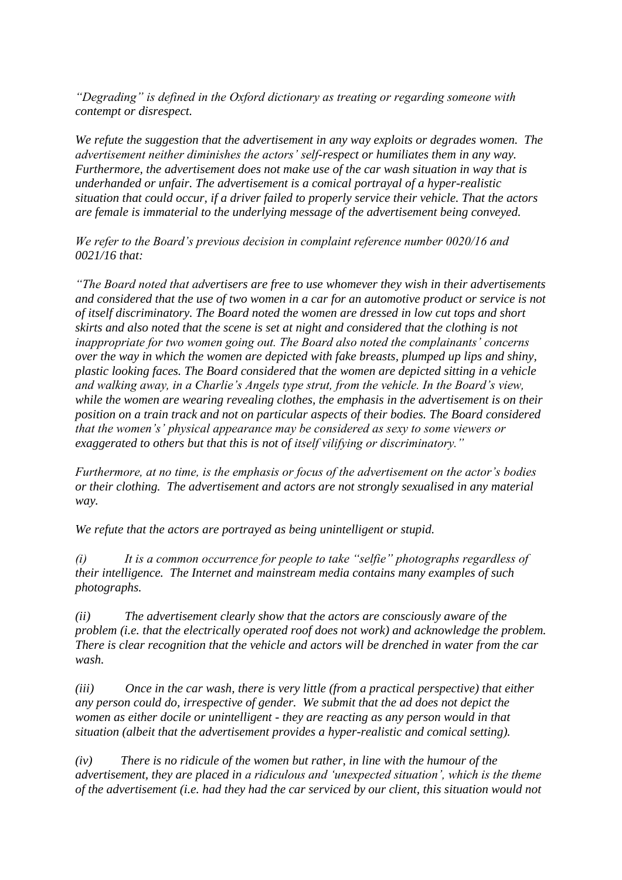*"Degrading" is defined in the Oxford dictionary as treating or regarding someone with contempt or disrespect.*

*We refute the suggestion that the advertisement in any way exploits or degrades women. The advertisement neither diminishes the actors' self-respect or humiliates them in any way. Furthermore, the advertisement does not make use of the car wash situation in way that is underhanded or unfair. The advertisement is a comical portrayal of a hyper-realistic situation that could occur, if a driver failed to properly service their vehicle. That the actors are female is immaterial to the underlying message of the advertisement being conveyed.*

*We refer to the Board's previous decision in complaint reference number 0020/16 and 0021/16 that:*

*"The Board noted that advertisers are free to use whomever they wish in their advertisements and considered that the use of two women in a car for an automotive product or service is not of itself discriminatory. The Board noted the women are dressed in low cut tops and short skirts and also noted that the scene is set at night and considered that the clothing is not inappropriate for two women going out. The Board also noted the complainants' concerns over the way in which the women are depicted with fake breasts, plumped up lips and shiny, plastic looking faces. The Board considered that the women are depicted sitting in a vehicle and walking away, in a Charlie's Angels type strut, from the vehicle. In the Board's view, while the women are wearing revealing clothes, the emphasis in the advertisement is on their position on a train track and not on particular aspects of their bodies. The Board considered that the women's' physical appearance may be considered as sexy to some viewers or exaggerated to others but that this is not of itself vilifying or discriminatory."*

*Furthermore, at no time, is the emphasis or focus of the advertisement on the actor's bodies or their clothing. The advertisement and actors are not strongly sexualised in any material way.*

*We refute that the actors are portrayed as being unintelligent or stupid.*

*(i) It is a common occurrence for people to take "selfie" photographs regardless of their intelligence. The Internet and mainstream media contains many examples of such photographs.*

*(ii) The advertisement clearly show that the actors are consciously aware of the problem (i.e. that the electrically operated roof does not work) and acknowledge the problem. There is clear recognition that the vehicle and actors will be drenched in water from the car wash.*

*(iii) Once in the car wash, there is very little (from a practical perspective) that either any person could do, irrespective of gender. We submit that the ad does not depict the women as either docile or unintelligent - they are reacting as any person would in that situation (albeit that the advertisement provides a hyper-realistic and comical setting).*

*(iv) There is no ridicule of the women but rather, in line with the humour of the advertisement, they are placed in a ridiculous and 'unexpected situation', which is the theme of the advertisement (i.e. had they had the car serviced by our client, this situation would not*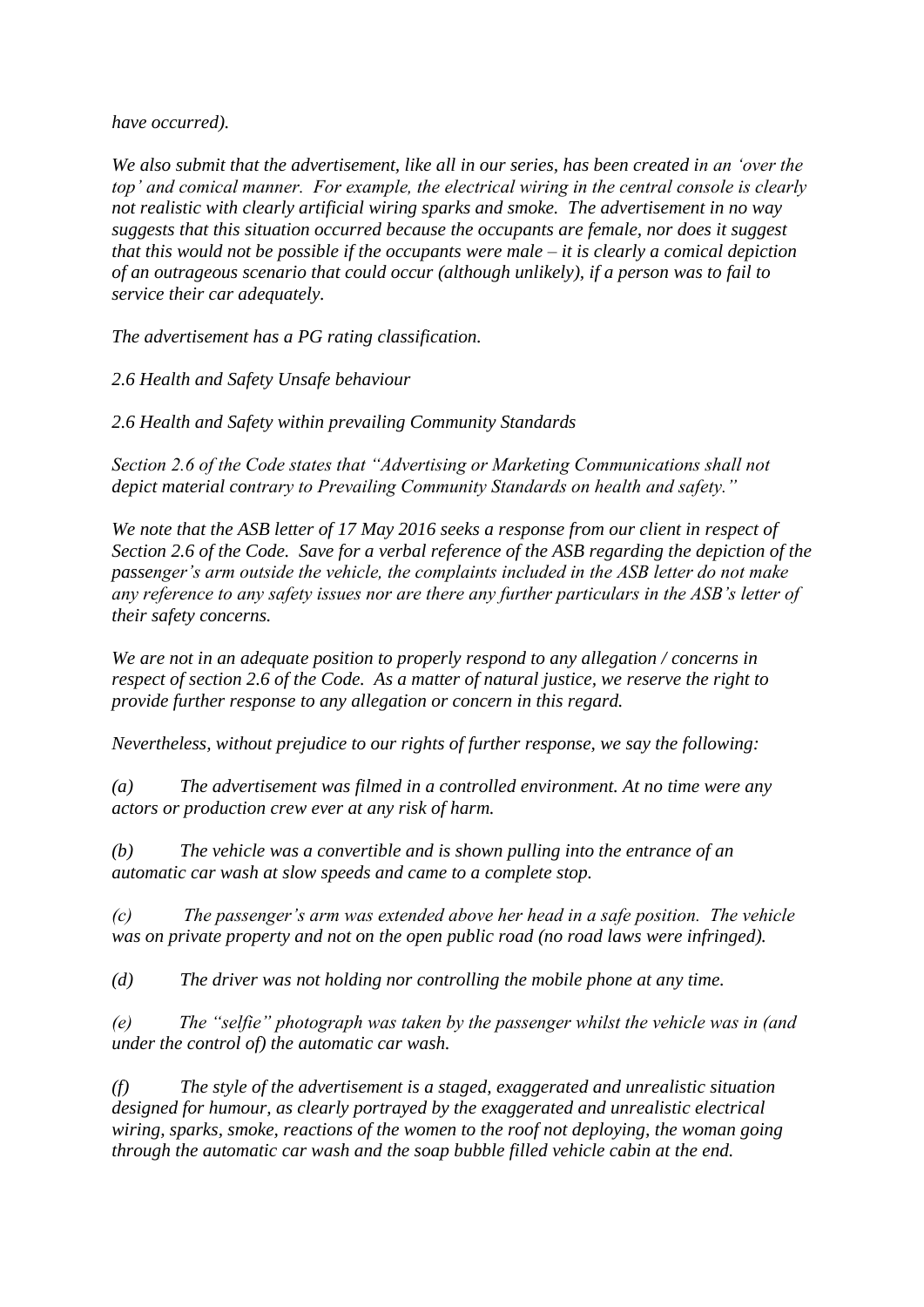*have occurred).*

*We also submit that the advertisement, like all in our series, has been created in an 'over the top' and comical manner. For example, the electrical wiring in the central console is clearly not realistic with clearly artificial wiring sparks and smoke. The advertisement in no way suggests that this situation occurred because the occupants are female, nor does it suggest that this would not be possible if the occupants were male – it is clearly a comical depiction of an outrageous scenario that could occur (although unlikely), if a person was to fail to service their car adequately.*

*The advertisement has a PG rating classification.*

*2.6 Health and Safety Unsafe behaviour*

*2.6 Health and Safety within prevailing Community Standards*

*Section 2.6 of the Code states that "Advertising or Marketing Communications shall not depict material contrary to Prevailing Community Standards on health and safety."*

*We note that the ASB letter of 17 May 2016 seeks a response from our client in respect of Section 2.6 of the Code. Save for a verbal reference of the ASB regarding the depiction of the passenger's arm outside the vehicle, the complaints included in the ASB letter do not make any reference to any safety issues nor are there any further particulars in the ASB's letter of their safety concerns.*

*We are not in an adequate position to properly respond to any allegation / concerns in respect of section 2.6 of the Code. As a matter of natural justice, we reserve the right to provide further response to any allegation or concern in this regard.*

*Nevertheless, without prejudice to our rights of further response, we say the following:*

*(a) The advertisement was filmed in a controlled environment. At no time were any actors or production crew ever at any risk of harm.*

*(b) The vehicle was a convertible and is shown pulling into the entrance of an automatic car wash at slow speeds and came to a complete stop.*

*(c) The passenger's arm was extended above her head in a safe position. The vehicle was on private property and not on the open public road (no road laws were infringed).*

*(d) The driver was not holding nor controlling the mobile phone at any time.*

*(e) The "selfie" photograph was taken by the passenger whilst the vehicle was in (and under the control of) the automatic car wash.*

*(f) The style of the advertisement is a staged, exaggerated and unrealistic situation designed for humour, as clearly portrayed by the exaggerated and unrealistic electrical wiring, sparks, smoke, reactions of the women to the roof not deploying, the woman going through the automatic car wash and the soap bubble filled vehicle cabin at the end.*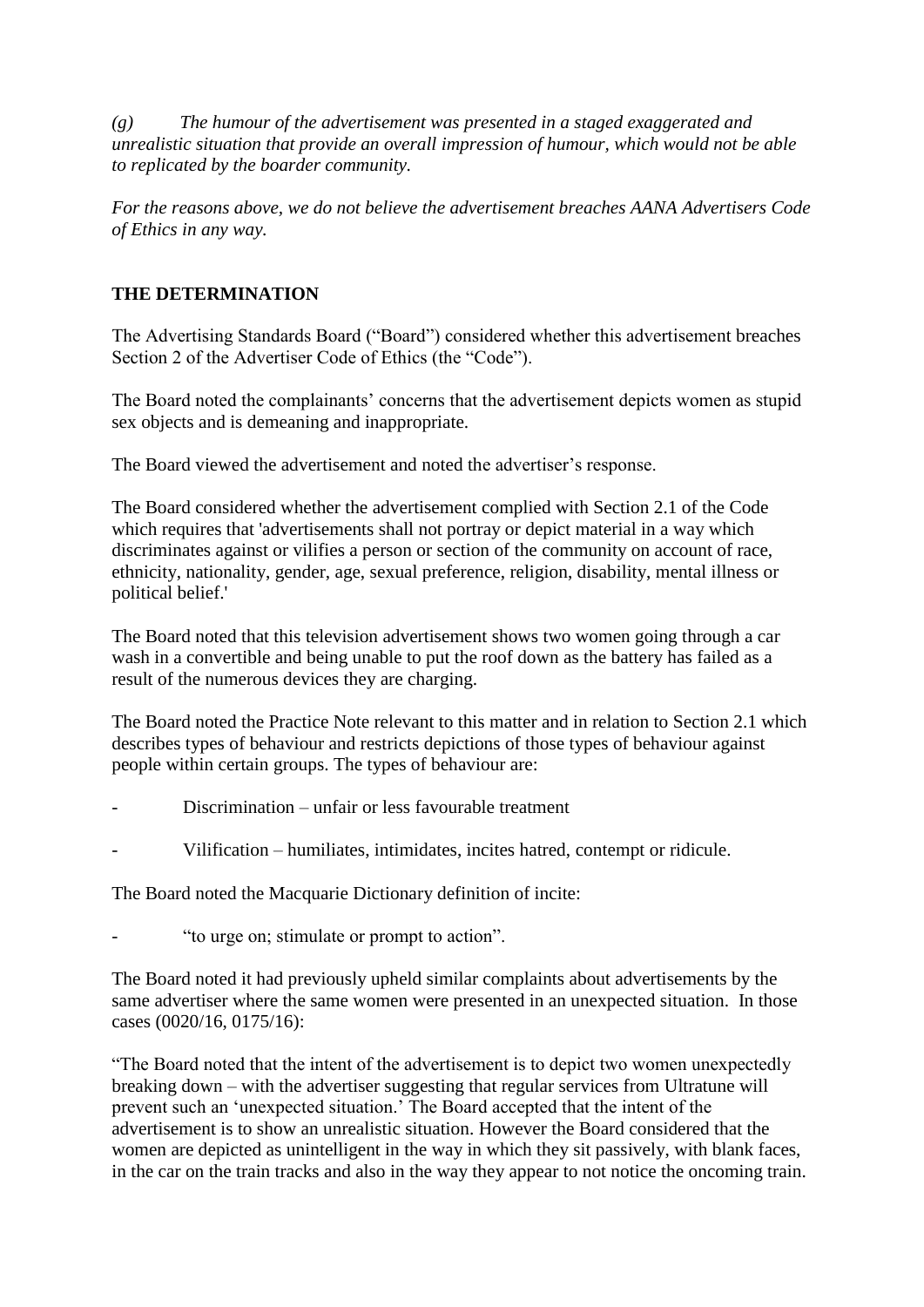*(g) The humour of the advertisement was presented in a staged exaggerated and unrealistic situation that provide an overall impression of humour, which would not be able to replicated by the boarder community.*

*For the reasons above, we do not believe the advertisement breaches AANA Advertisers Code of Ethics in any way.*

**THE DETERMINATION**

The Advertising Standards Board ("Board") considered whether this advertisement breaches Section 2 of the Advertiser Code of Ethics (the "Code").

The Board noted the complainants' concerns that the advertisement depicts women as stupid sex objects and is demeaning and inappropriate.

The Board viewed the advertisement and noted the advertiser's response.

The Board considered whether the advertisement complied with Section 2.1 of the Code which requires that 'advertisements shall not portray or depict material in a way which discriminates against or vilifies a person or section of the community on account of race, ethnicity, nationality, gender, age, sexual preference, religion, disability, mental illness or political belief.'

The Board noted that this television advertisement shows two women going through a car wash in a convertible and being unable to put the roof down as the battery has failed as a result of the numerous devices they are charging.

The Board noted the Practice Note relevant to this matter and in relation to Section 2.1 which describes types of behaviour and restricts depictions of those types of behaviour against people within certain groups. The types of behaviour are:

- Discrimination – unfair or less favourable treatment
- Vilification – humiliates, intimidates, incites hatred, contempt or ridicule.

The Board noted the Macquarie Dictionary definition of incite:

- "to urge on; stimulate or prompt to action".

The Board noted it had previously upheld similar complaints about advertisements by the same advertiser where the same women were presented in an unexpected situation. In those cases (0020/16, 0175/16):

"The Board noted that the intent of the advertisement is to depict two women unexpectedly breaking down – with the advertiser suggesting that regular services from Ultratune will prevent such an 'unexpected situation.' The Board accepted that the intent of the advertisement is to show an unrealistic situation. However the Board considered that the women are depicted as unintelligent in the way in which they sit passively, with blank faces, in the car on the train tracks and also in the way they appear to not notice the oncoming train.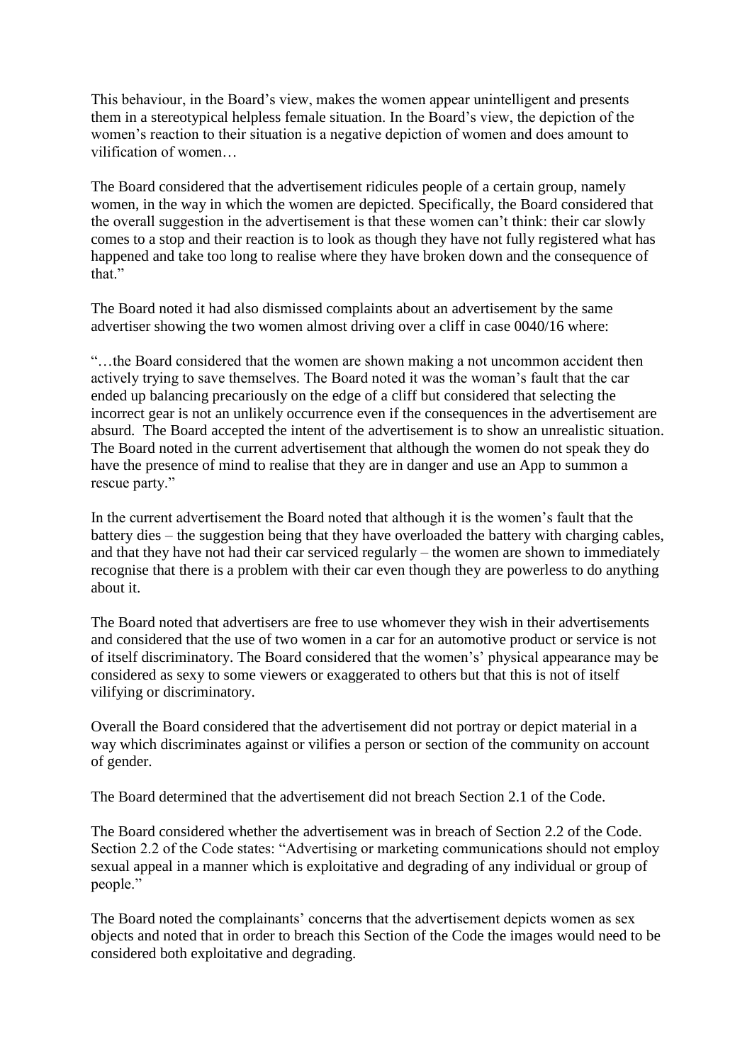This behaviour, in the Board's view, makes the women appear unintelligent and presents them in a stereotypical helpless female situation. In the Board's view, the depiction of the women's reaction to their situation is a negative depiction of women and does amount to vilification of women…

The Board considered that the advertisement ridicules people of a certain group, namely women, in the way in which the women are depicted. Specifically, the Board considered that the overall suggestion in the advertisement is that these women can't think: their car slowly comes to a stop and their reaction is to look as though they have not fully registered what has happened and take too long to realise where they have broken down and the consequence of that."

The Board noted it had also dismissed complaints about an advertisement by the same advertiser showing the two women almost driving over a cliff in case 0040/16 where:

"…the Board considered that the women are shown making a not uncommon accident then actively trying to save themselves. The Board noted it was the woman's fault that the car ended up balancing precariously on the edge of a cliff but considered that selecting the incorrect gear is not an unlikely occurrence even if the consequences in the advertisement are absurd. The Board accepted the intent of the advertisement is to show an unrealistic situation. The Board noted in the current advertisement that although the women do not speak they do have the presence of mind to realise that they are in danger and use an App to summon a rescue party."

In the current advertisement the Board noted that although it is the women's fault that the battery dies – the suggestion being that they have overloaded the battery with charging cables, and that they have not had their car serviced regularly – the women are shown to immediately recognise that there is a problem with their car even though they are powerless to do anything about it.

The Board noted that advertisers are free to use whomever they wish in their advertisements and considered that the use of two women in a car for an automotive product or service is not of itself discriminatory. The Board considered that the women's' physical appearance may be considered as sexy to some viewers or exaggerated to others but that this is not of itself vilifying or discriminatory.

Overall the Board considered that the advertisement did not portray or depict material in a way which discriminates against or vilifies a person or section of the community on account of gender.

The Board determined that the advertisement did not breach Section 2.1 of the Code.

The Board considered whether the advertisement was in breach of Section 2.2 of the Code. Section 2.2 of the Code states: "Advertising or marketing communications should not employ sexual appeal in a manner which is exploitative and degrading of any individual or group of people."

The Board noted the complainants' concerns that the advertisement depicts women as sex objects and noted that in order to breach this Section of the Code the images would need to be considered both exploitative and degrading.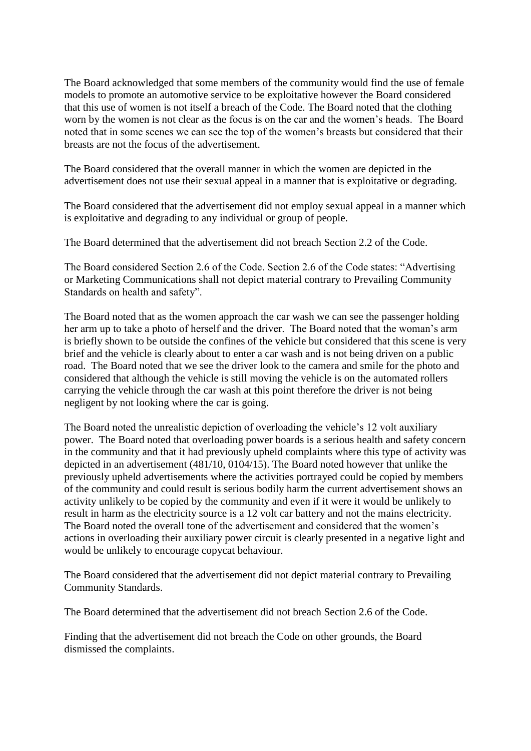The Board acknowledged that some members of the community would find the use of female models to promote an automotive service to be exploitative however the Board considered that this use of women is not itself a breach of the Code. The Board noted that the clothing worn by the women is not clear as the focus is on the car and the women's heads. The Board noted that in some scenes we can see the top of the women's breasts but considered that their breasts are not the focus of the advertisement.

The Board considered that the overall manner in which the women are depicted in the advertisement does not use their sexual appeal in a manner that is exploitative or degrading.

The Board considered that the advertisement did not employ sexual appeal in a manner which is exploitative and degrading to any individual or group of people.

The Board determined that the advertisement did not breach Section 2.2 of the Code.

The Board considered Section 2.6 of the Code. Section 2.6 of the Code states: "Advertising or Marketing Communications shall not depict material contrary to Prevailing Community Standards on health and safety".

The Board noted that as the women approach the car wash we can see the passenger holding her arm up to take a photo of herself and the driver. The Board noted that the woman's arm is briefly shown to be outside the confines of the vehicle but considered that this scene is very brief and the vehicle is clearly about to enter a car wash and is not being driven on a public road. The Board noted that we see the driver look to the camera and smile for the photo and considered that although the vehicle is still moving the vehicle is on the automated rollers carrying the vehicle through the car wash at this point therefore the driver is not being negligent by not looking where the car is going.

The Board noted the unrealistic depiction of overloading the vehicle's 12 volt auxiliary power. The Board noted that overloading power boards is a serious health and safety concern in the community and that it had previously upheld complaints where this type of activity was depicted in an advertisement (481/10, 0104/15). The Board noted however that unlike the previously upheld advertisements where the activities portrayed could be copied by members of the community and could result is serious bodily harm the current advertisement shows an activity unlikely to be copied by the community and even if it were it would be unlikely to result in harm as the electricity source is a 12 volt car battery and not the mains electricity. The Board noted the overall tone of the advertisement and considered that the women's actions in overloading their auxiliary power circuit is clearly presented in a negative light and would be unlikely to encourage copycat behaviour.

The Board considered that the advertisement did not depict material contrary to Prevailing Community Standards.

The Board determined that the advertisement did not breach Section 2.6 of the Code.

Finding that the advertisement did not breach the Code on other grounds, the Board dismissed the complaints.